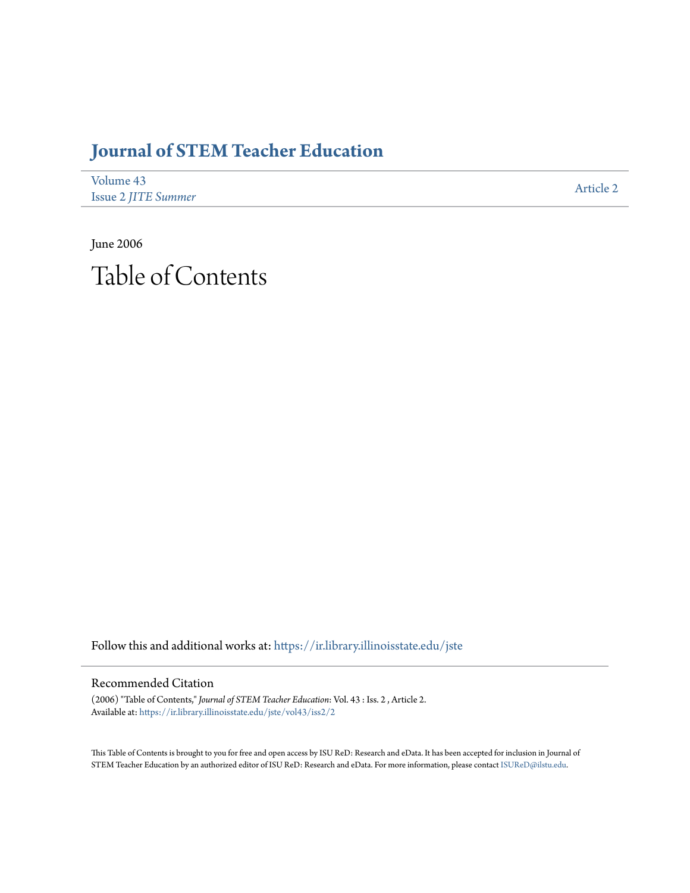# Journal of STEM Teacher Education

Volume 43
Issue 2 *JITE Summer*

Article 2

June 2006

# Table of Contents

Follow this and additional works at: https://ir.library.illinoisstate.edu/jste

## Recommended Citation

(2006) "Table of Contents," *Journal of STEM Teacher Education*: Vol. 43 : Iss. 2 , Article 2.
Available at: https://ir.library.illinoisstate.edu/jste/vol43/iss2/2

This Table of Contents is brought to you for free and open access by ISU ReD: Research and eData. It has been accepted for inclusion in Journal of STEM Teacher Education by an authorized editor of ISU ReD: Research and eData. For more information, please contact ISUReD@ilstu.edu.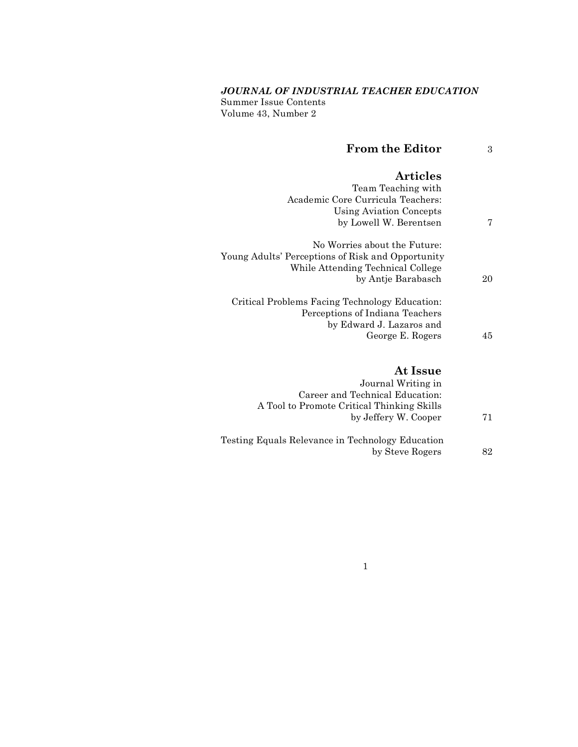*JOURNAL OF INDUSTRIAL TEACHER EDUCATION*
Summer Issue Contents
Volume 43, Number 2

## From the Editor 3

## Articles

Team Teaching with Academic Core Curricula Teachers: Using Aviation Concepts
by Lowell W. Berentsen 7

No Worries about the Future: Young Adults' Perceptions of Risk and Opportunity While Attending Technical College
by Antje Barabasch 20

Critical Problems Facing Technology Education: Perceptions of Indiana Teachers
by Edward J. Lazaros and George E. Rogers 45

## At Issue

Journal Writing in Career and Technical Education: A Tool to Promote Critical Thinking Skills
by Jeffery W. Cooper 71

Testing Equals Relevance in Technology Education
by Steve Rogers 82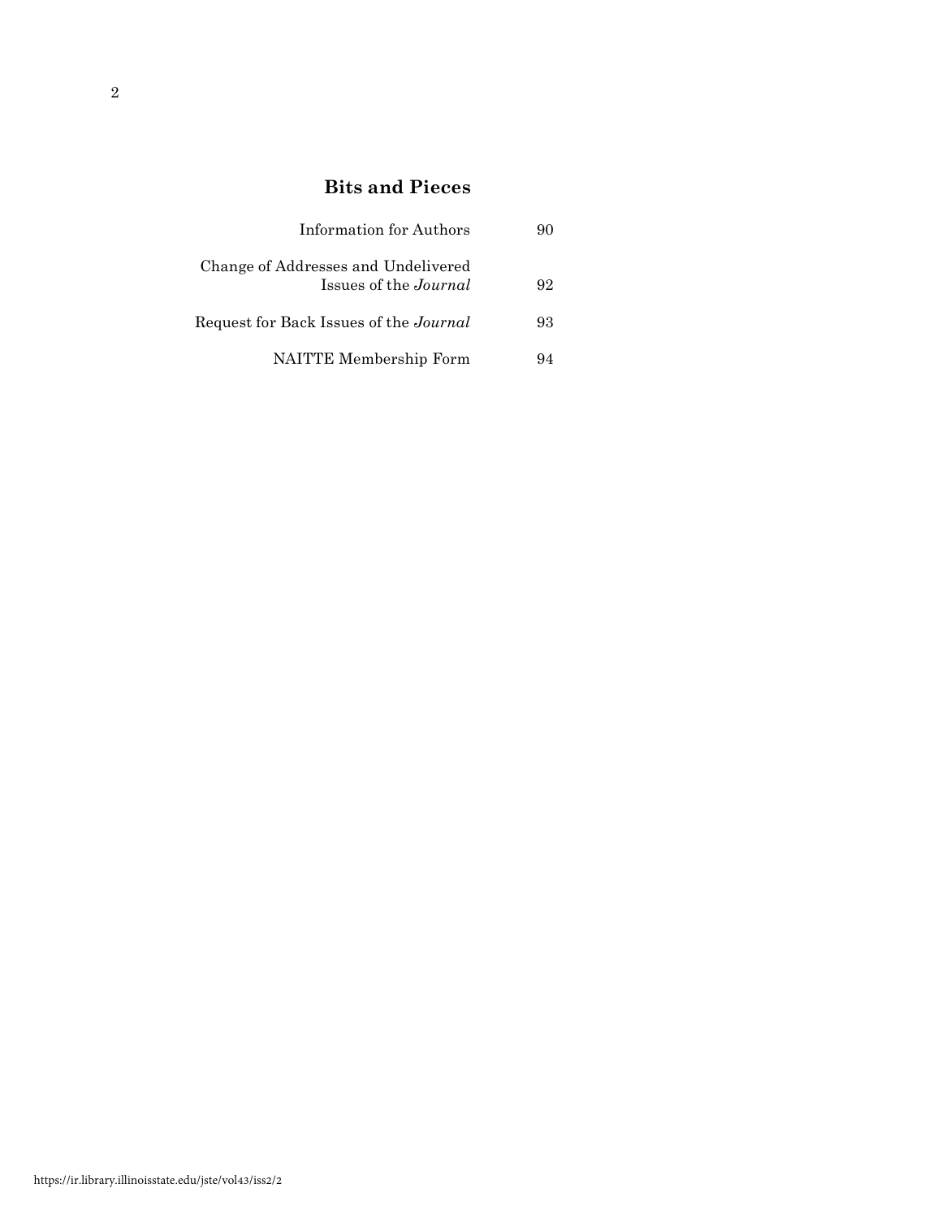## Bits and Pieces

| | |
|---|---|
| Information for Authors | 90 |
| Change of Addresses and Undelivered Issues of the *Journal* | 92 |
| Request for Back Issues of the *Journal* | 93 |
| NAITTE Membership Form | 94 |